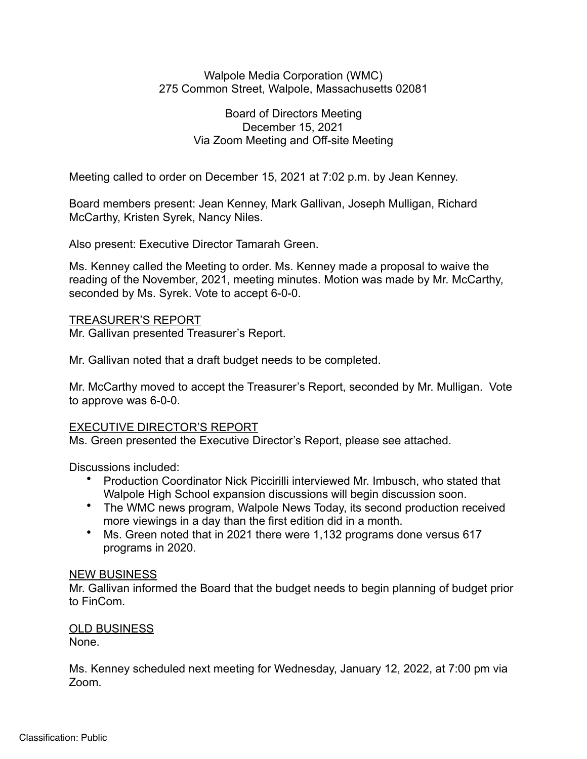Walpole Media Corporation (WMC)
275 Common Street, Walpole, Massachusetts 02081

Board of Directors Meeting
December 15, 2021
Via Zoom Meeting and Off-site Meeting

Meeting called to order on December 15, 2021 at 7:02 p.m. by Jean Kenney.

Board members present: Jean Kenney, Mark Gallivan, Joseph Mulligan, Richard McCarthy, Kristen Syrek, Nancy Niles.

Also present: Executive Director Tamarah Green.

Ms. Kenney called the Meeting to order. Ms. Kenney made a proposal to waive the reading of the November, 2021, meeting minutes. Motion was made by Mr. McCarthy, seconded by Ms. Syrek. Vote to accept 6-0-0.

<u>TREASURER'S REPORT</u>

Mr. Gallivan presented Treasurer's Report.

Mr. Gallivan noted that a draft budget needs to be completed.

Mr. McCarthy moved to accept the Treasurer's Report, seconded by Mr. Mulligan. Vote to approve was 6-0-0.

<u>EXECUTIVE DIRECTOR'S REPORT</u>

Ms. Green presented the Executive Director's Report, please see attached.

Discussions included:

- Production Coordinator Nick Piccirilli interviewed Mr. Imbusch, who stated that Walpole High School expansion discussions will begin discussion soon.
- The WMC news program, Walpole News Today, its second production received more viewings in a day than the first edition did in a month.
- Ms. Green noted that in 2021 there were 1,132 programs done versus 617 programs in 2020.

<u>NEW BUSINESS</u>

Mr. Gallivan informed the Board that the budget needs to begin planning of budget prior to FinCom.

<u>OLD BUSINESS</u>

None.

Ms. Kenney scheduled next meeting for Wednesday, January 12, 2022, at 7:00 pm via Zoom.

Classification: Public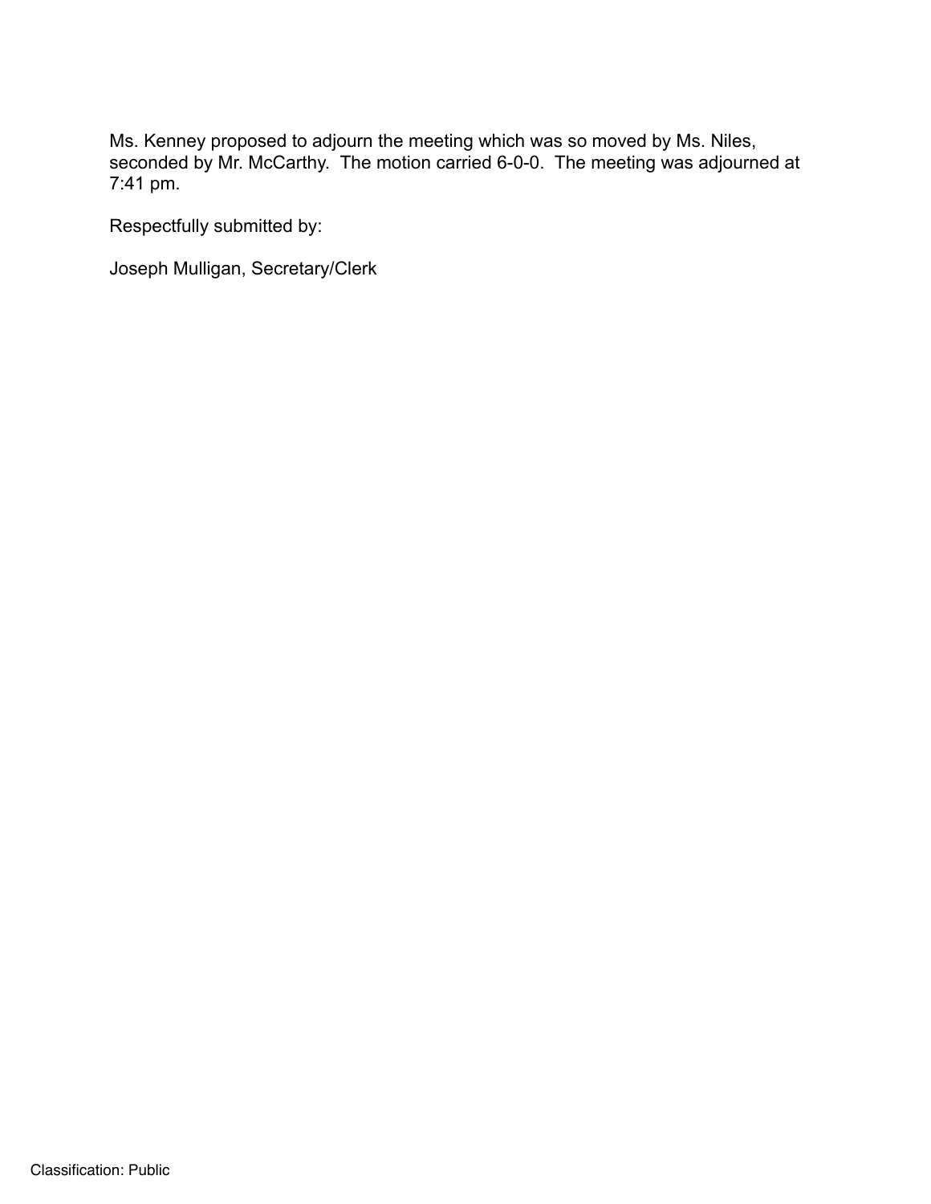Ms. Kenney proposed to adjourn the meeting which was so moved by Ms. Niles, seconded by Mr. McCarthy. The motion carried 6-0-0. The meeting was adjourned at 7:41 pm.

Respectfully submitted by:

Joseph Mulligan, Secretary/Clerk

Classification: Public